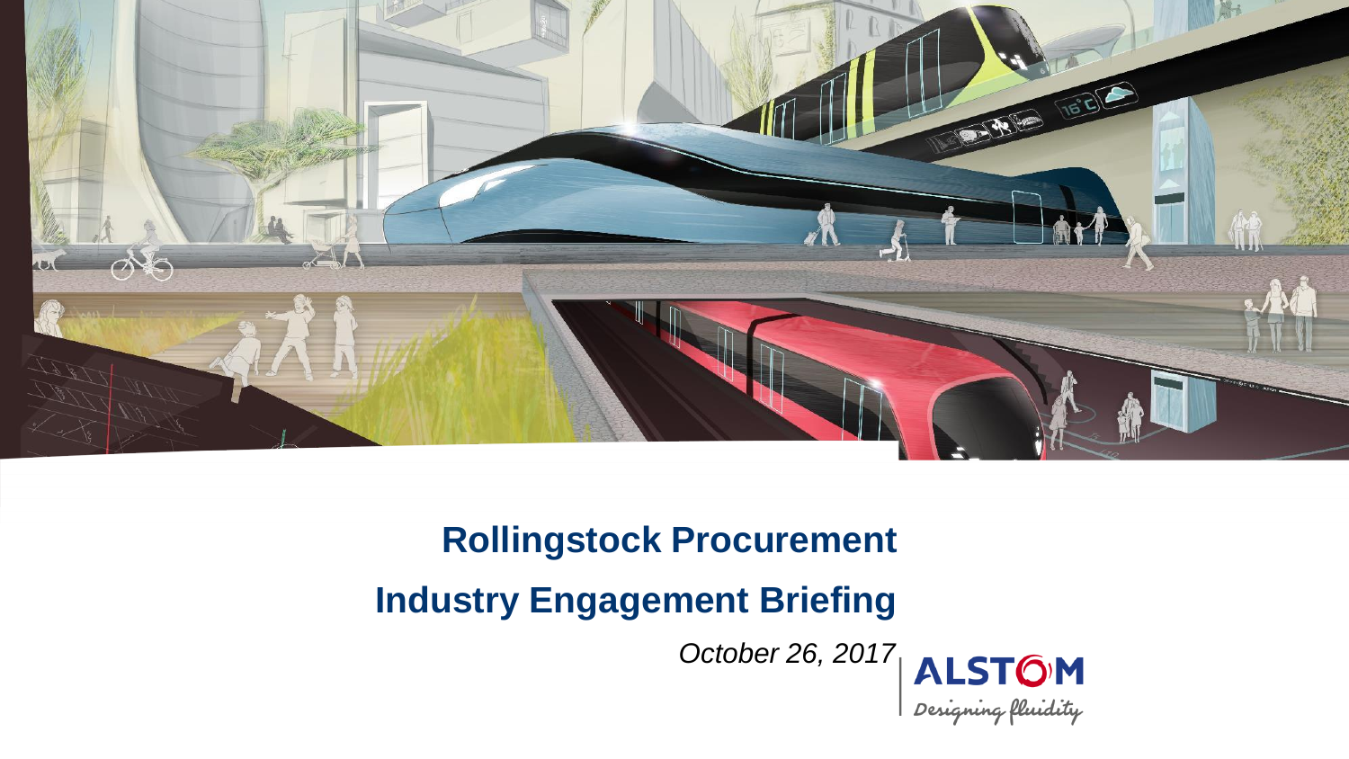# Rollingstock Procurement

# Industry Engagement Briefing

*October 26, 2017*

ALSTOM

Designing fluidity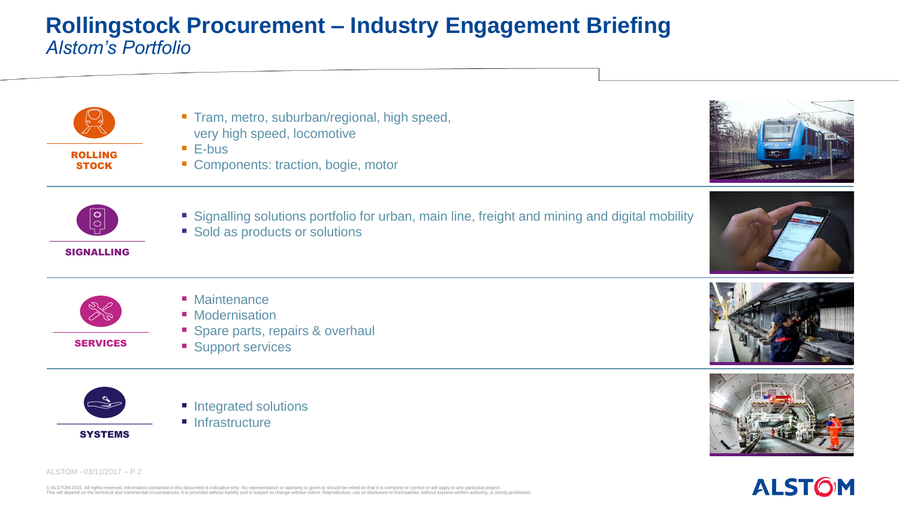# Rollingstock Procurement – Industry Engagement Briefing

*Alstom's Portfolio*

**ROLLING STOCK**

- Tram, metro, suburban/regional, high speed, very high speed, locomotive
- E-bus
- Components: traction, bogie, motor

**SIGNALLING**

- Signalling solutions portfolio for urban, main line, freight and mining and digital mobility
- Sold as products or solutions

**SERVICES**

- Maintenance
- Modernisation
- Spare parts, repairs & overhaul
- Support services

**SYSTEMS**

- Integrated solutions
- Infrastructure

ALSTOM - 03/11/2017

© ALSTOM 2015. All rights reserved. Information contained in this document is indicative only. No representation or warranty is given or should be relied on that it is complete or correct or will apply to any particular project. This will depend on the technical and commercial circumstances. It is provided without liability and is subject to change without notice. Reproduction, use or disclosure to third parties, without express written authority, is strictly prohibited.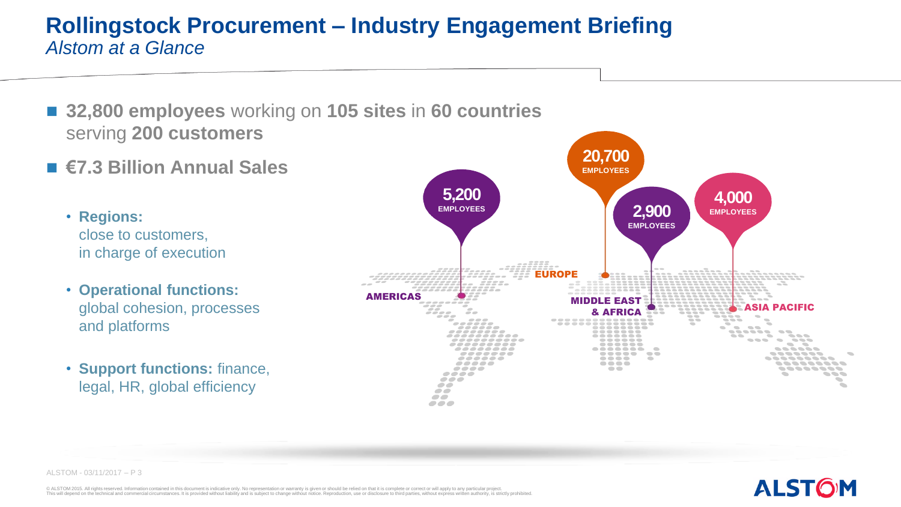# Rollingstock Procurement – Industry Engagement Briefing

*Alstom at a Glance*

- **32,800 employees** working on **105 sites** in **60 countries** serving **200 customers**
- **€7.3 Billion Annual Sales**
  - **Regions:** close to customers, in charge of execution
  - **Operational functions:** global cohesion, processes and platforms
  - **Support functions:** finance, legal, HR, global efficiency

| Region | Employees |
| --- | --- |
| AMERICAS | 5,200 |
| EUROPE | 20,700 |
| MIDDLE EAST & AFRICA | 2,900 |
| ASIA PACIFIC | 4,000 |

© ALSTOM 2015. All rights reserved. Information contained in this document is indicative only. No representation or warranty is given or should be relied on that it is complete or correct or will apply to any particular project. This will depend on the technical and commercial circumstances. It is provided without liability and is subject to change without notice. Reproduction, use or disclosure to third parties, without express written authority, is strictly prohibited.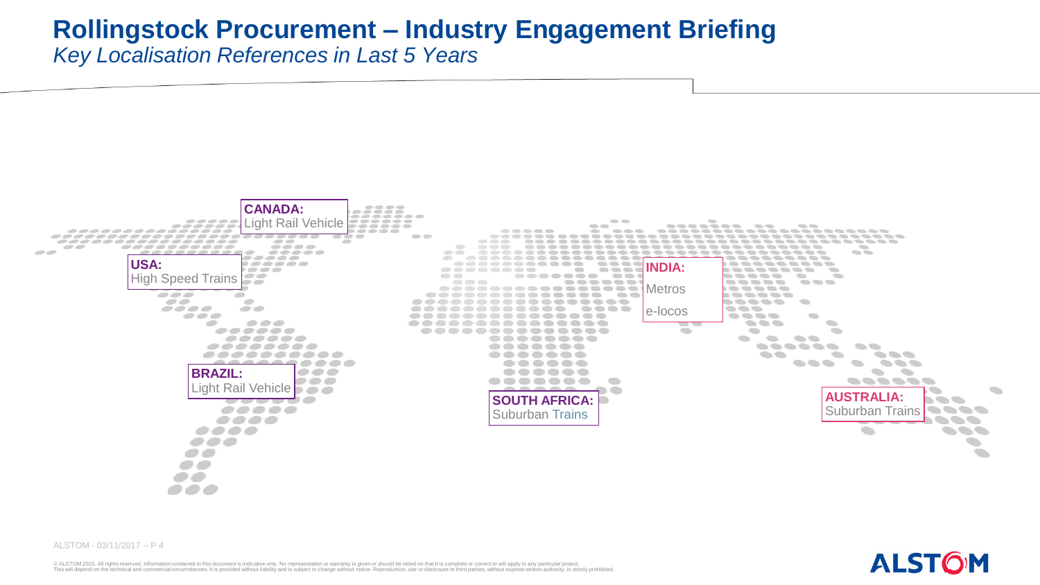# Rollingstock Procurement – Industry Engagement Briefing

*Key Localisation References in Last 5 Years*

**CANADA:**
Light Rail Vehicle

**USA:**
High Speed Trains

**BRAZIL:**
Light Rail Vehicle

**SOUTH AFRICA:**
Suburban Trains

**INDIA:**
Metros
e-locos

**AUSTRALIA:**
Suburban Trains

© ALSTOM 2015. All rights reserved. Information contained in this document is indicative only. No representation or warranty is given or should be relied on that it is complete or correct or will apply to any particular project. This will depend on the technical and commercial circumstances. It is provided without liability and is subject to change without notice. Reproduction, use or disclosure to third parties, without express written authority, is strictly prohibited.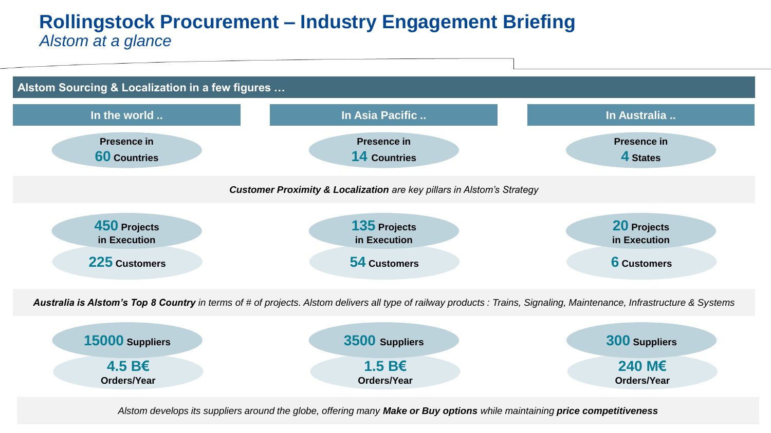# Rollingstock Procurement – Industry Engagement Briefing

*Alstom at a glance*

## Alstom Sourcing & Localization in a few figures …

| In the world .. | In Asia Pacific .. | In Australia .. |
| --- | --- | --- |
| Presence in **60** Countries | Presence in **14** Countries | Presence in **4** States |

***Customer Proximity & Localization** are key pillars in Alstom's Strategy*

| In the world .. | In Asia Pacific .. | In Australia .. |
| --- | --- | --- |
| **450** Projects in Execution | **135** Projects in Execution | **20** Projects in Execution |
| **225** Customers | **54** Customers | **6** Customers |

***Australia is Alstom's Top 8 Country** in terms of # of projects. Alstom delivers all type of railway products : Trains, Signaling, Maintenance, Infrastructure & Systems*

| In the world .. | In Asia Pacific .. | In Australia .. |
| --- | --- | --- |
| **15000** Suppliers | **3500** Suppliers | **300** Suppliers |
| **4.5 B€** Orders/Year | **1.5 B€** Orders/Year | **240 M€** Orders/Year |

*Alstom develops its suppliers around the globe, offering many **Make or Buy options** while maintaining **price competitiveness***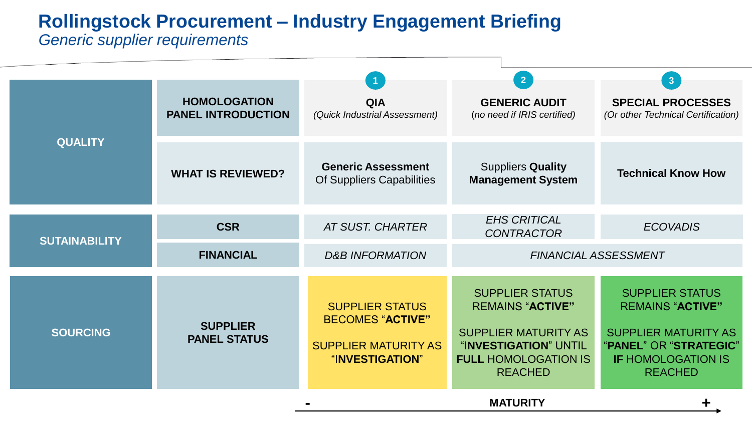# Rollingstock Procurement – Industry Engagement Briefing

*Generic supplier requirements*

| | | 1 | 2 | 3 |
|---|---|---|---|---|
| **QUALITY** | **HOMOLOGATION PANEL INTRODUCTION** | **QIA** *(Quick Industrial Assessment)* | **GENERIC AUDIT** *(no need if IRIS certified)* | **SPECIAL PROCESSES** *(Or other Technical Certification)* |
| | **WHAT IS REVIEWED?** | **Generic Assessment** Of Suppliers Capabilities | Suppliers **Quality Management System** | **Technical Know How** |
| **SUTAINABILITY** | **CSR** | *AT SUST. CHARTER* | *EHS CRITICAL CONTRACTOR* | *ECOVADIS* |
| | **FINANCIAL** | *D&B INFORMATION* | *FINANCIAL ASSESSMENT* | |
| **SOURCING** | **SUPPLIER PANEL STATUS** | SUPPLIER STATUS BECOMES "**ACTIVE**" <br><br> SUPPLIER MATURITY AS "**INVESTIGATION**" | SUPPLIER STATUS REMAINS "**ACTIVE**" <br><br> SUPPLIER MATURITY AS "**INVESTIGATION**" UNTIL **FULL** HOMOLOGATION IS REACHED | SUPPLIER STATUS REMAINS "**ACTIVE**" <br><br> SUPPLIER MATURITY AS "**PANEL**" OR "**STRATEGIC**" **IF** HOMOLOGATION IS REACHED |

**-** **MATURITY** **+** →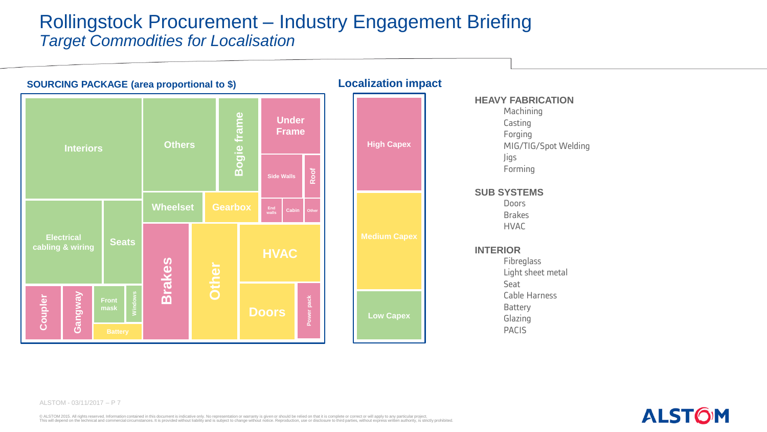# Rollingstock Procurement – Industry Engagement Briefing

*Target Commodities for Localisation*

**SOURCING PACKAGE (area proportional to $)**

Interiors | Others | Bogie frame | Under Frame | Side Walls | Roof | Wheelset | Gearbox | End walls | Cabin | Other | Electrical cabling & wiring | Seats | Brakes | Other | HVAC | Doors | Power pack | Coupler | Gangway | Front mask | Windows | Battery

**Localization impact**

- High Capex
- Medium Capex
- Low Capex

**HEAVY FABRICATION**

- Machining
- Casting
- Forging
- MIG/TIG/Spot Welding
- Jigs
- Forming

**SUB SYSTEMS**

- Doors
- Brakes
- HVAC

**INTERIOR**

- Fibreglass
- Light sheet metal
- Seat
- Cable Harness
- Battery
- Glazing
- PACIS

ALSTOM - 03/11/2017 – P 7

© ALSTOM 2015. All rights reserved. Information contained in this document is indicative only. No representation or warranty is given or should be relied on that it is complete or correct or will apply to any particular project. This will depend on the technical and commercial circumstances. It is provided without liability and is subject to change without notice. Reproduction, use or disclosure to third parties, without express written authority, is strictly prohibited.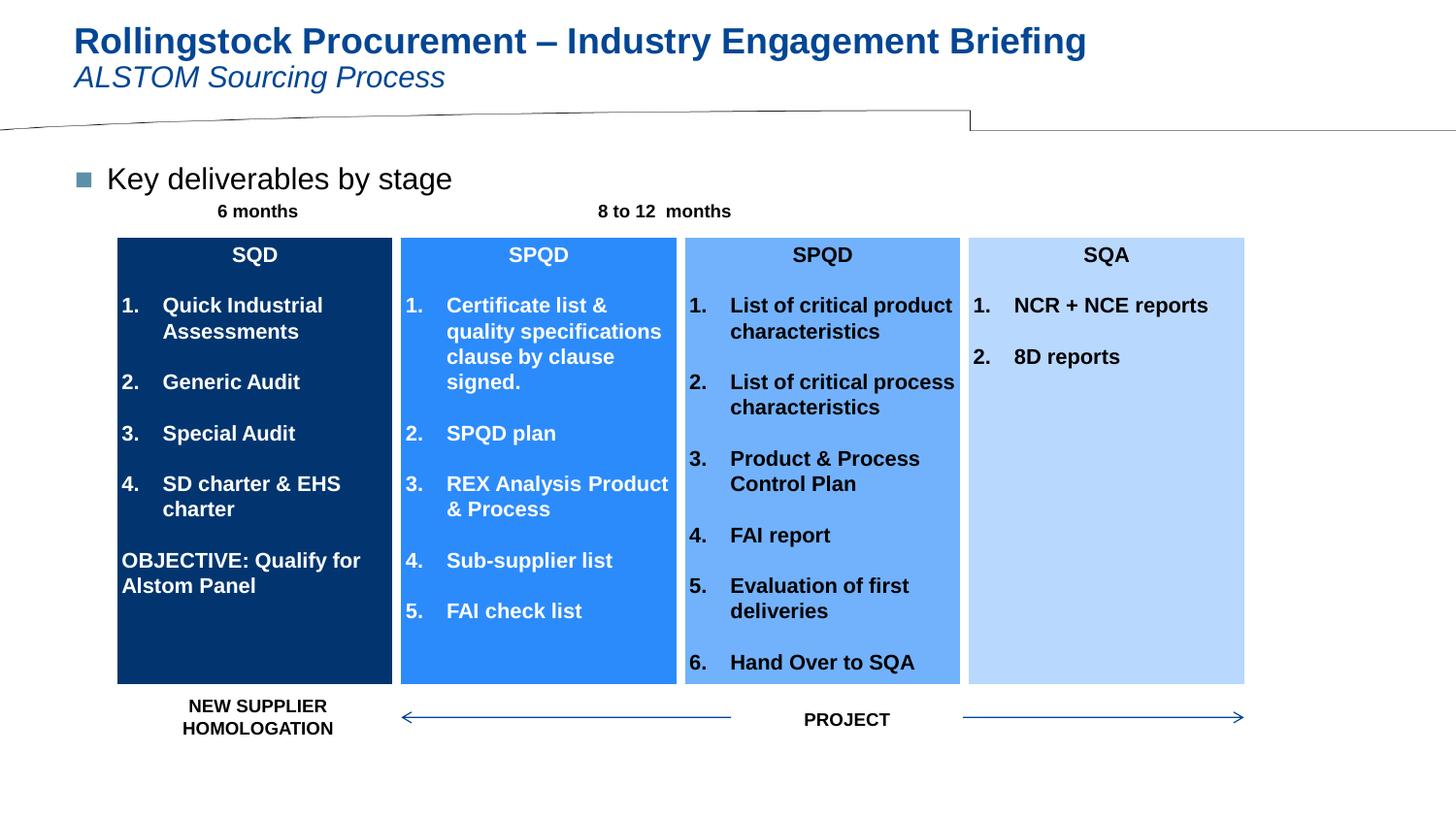# Rollingstock Procurement – Industry Engagement Briefing

*ALSTOM Sourcing Process*

- Key deliverables by stage

| SQD (6 months) | SPQD (8 to 12 months) | SPQD | SQA |
|---|---|---|---|
| 1. Quick Industrial Assessments | 1. Certificate list & quality specifications clause by clause signed. | 1. List of critical product characteristics | 1. NCR + NCE reports |
| 2. Generic Audit | 2. SPQD plan | 2. List of critical process characteristics | 2. 8D reports |
| 3. Special Audit | 3. REX Analysis Product & Process | 3. Product & Process Control Plan | |
| 4. SD charter & EHS charter | 4. Sub-supplier list | 4. FAI report | |
| OBJECTIVE: Qualify for Alstom Panel | 5. FAI check list | 5. Evaluation of first deliveries | |
| | | 6. Hand Over to SQA | |
| NEW SUPPLIER HOMOLOGATION | ← PROJECT → | | |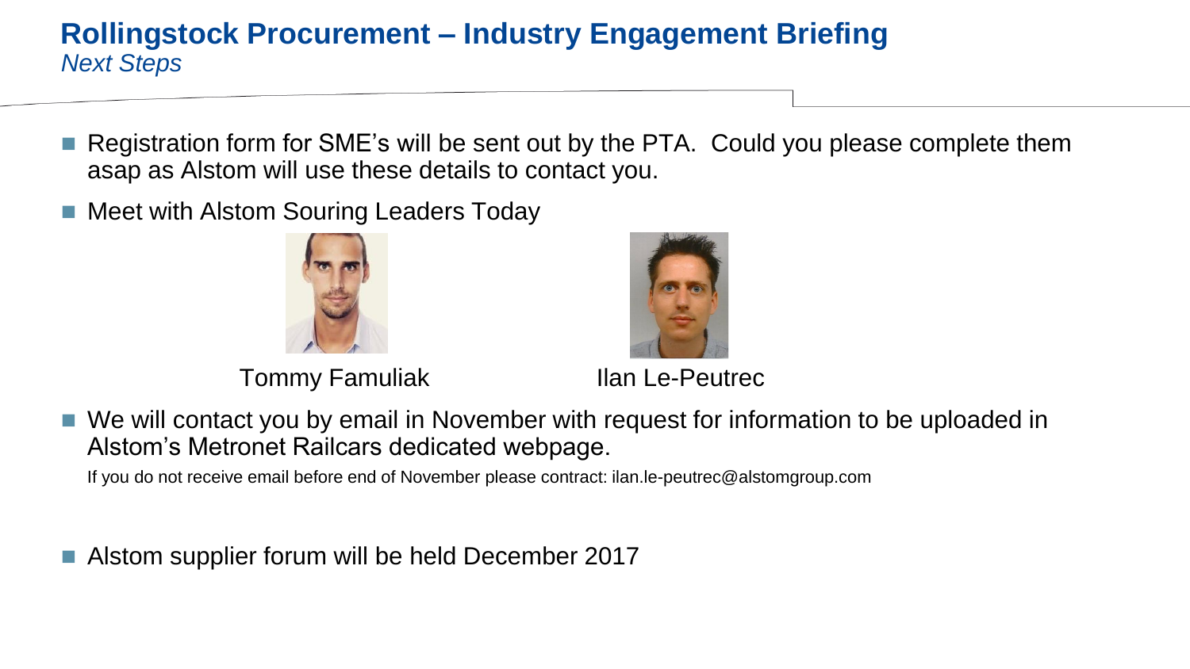# Rollingstock Procurement – Industry Engagement Briefing

*Next Steps*

- Registration form for SME's will be sent out by the PTA. Could you please complete them asap as Alstom will use these details to contact you.
- Meet with Alstom Souring Leaders Today

Tommy Famuliak

Ilan Le-Peutrec

- We will contact you by email in November with request for information to be uploaded in Alstom's Metronet Railcars dedicated webpage.

  If you do not receive email before end of November please contract: ilan.le-peutrec@alstomgroup.com

- Alstom supplier forum will be held December 2017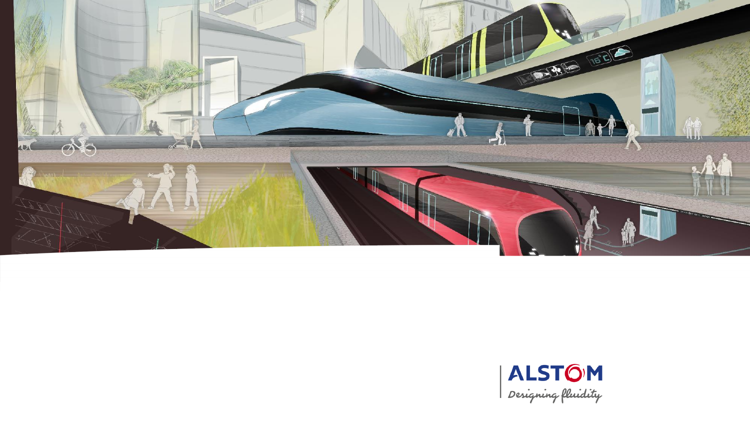ALSTOM

*Designing fluidity*